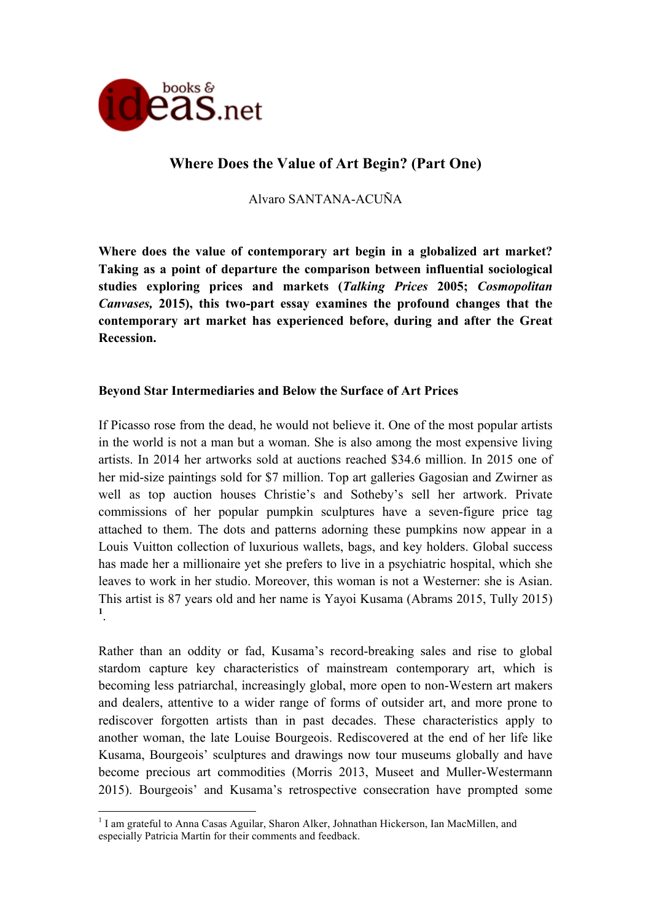# Where Does the Value of Art Begin? (Part One)

Alvaro SANTANA-ACUÑA

**Where does the value of contemporary art begin in a globalized art market? Taking as a point of departure the comparison between influential sociological studies exploring prices and markets (*Talking Prices* 2005; *Cosmopolitan Canvases,* 2015), this two-part essay examines the profound changes that the contemporary art market has experienced before, during and after the Great Recession.**

## Beyond Star Intermediaries and Below the Surface of Art Prices

If Picasso rose from the dead, he would not believe it. One of the most popular artists in the world is not a man but a woman. She is also among the most expensive living artists. In 2014 her artworks sold at auctions reached $34.6 million. In 2015 one of her mid-size paintings sold for $7 million. Top art galleries Gagosian and Zwirner as well as top auction houses Christie's and Sotheby's sell her artwork. Private commissions of her popular pumpkin sculptures have a seven-figure price tag attached to them. The dots and patterns adorning these pumpkins now appear in a Louis Vuitton collection of luxurious wallets, bags, and key holders. Global success has made her a millionaire yet she prefers to live in a psychiatric hospital, which she leaves to work in her studio. Moreover, this woman is not a Westerner: she is Asian. This artist is 87 years old and her name is Yayoi Kusama (Abrams 2015, Tully 2015) [1].

Rather than an oddity or fad, Kusama's record-breaking sales and rise to global stardom capture key characteristics of mainstream contemporary art, which is becoming less patriarchal, increasingly global, more open to non-Western art makers and dealers, attentive to a wider range of forms of outsider art, and more prone to rediscover forgotten artists than in past decades. These characteristics apply to another woman, the late Louise Bourgeois. Rediscovered at the end of her life like Kusama, Bourgeois' sculptures and drawings now tour museums globally and have become precious art commodities (Morris 2013, Museet and Muller-Westermann 2015). Bourgeois' and Kusama's retrospective consecration have prompted some

[1] I am grateful to Anna Casas Aguilar, Sharon Alker, Johnathan Hickerson, Ian MacMillen, and especially Patricia Martín for their comments and feedback.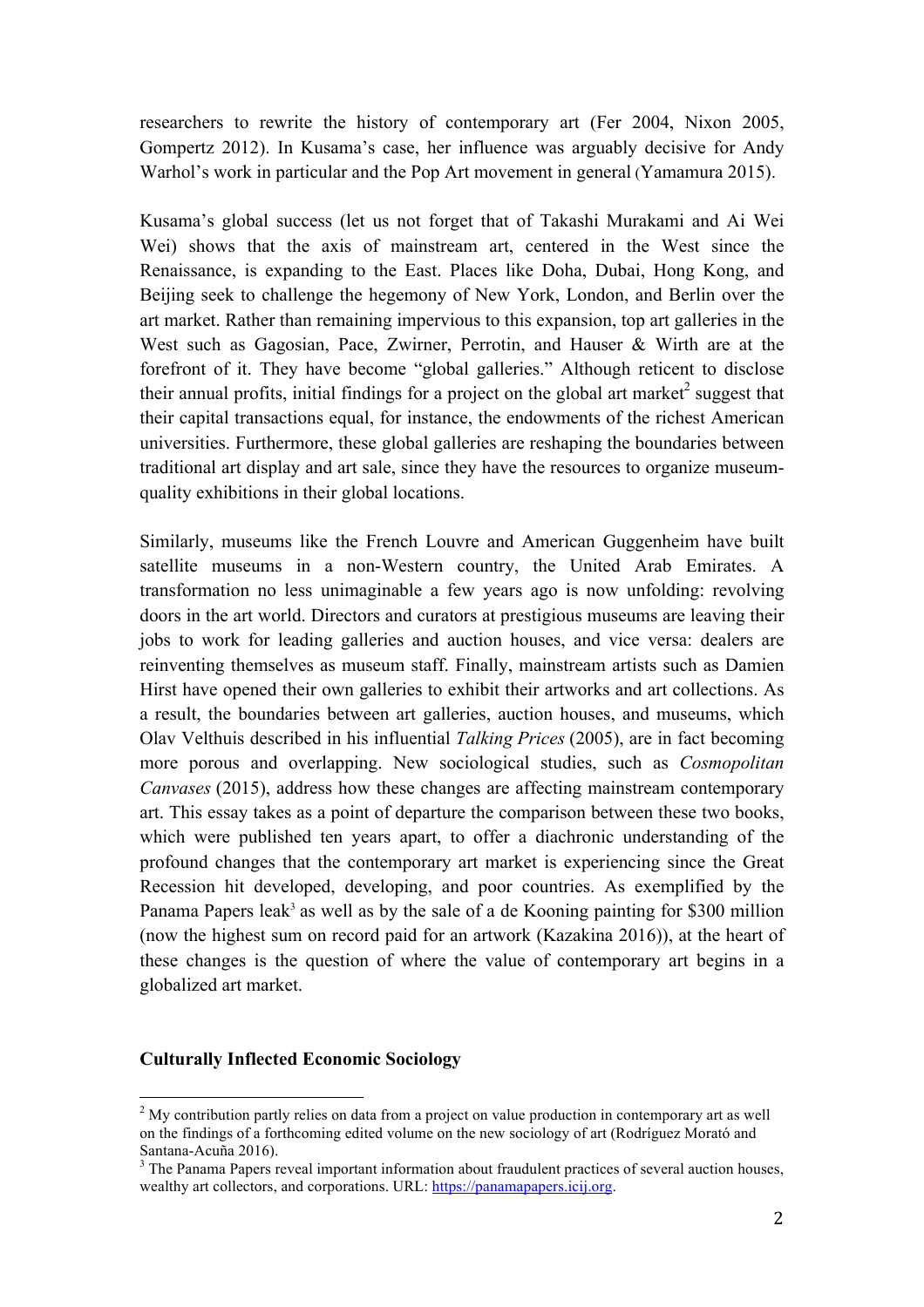researchers to rewrite the history of contemporary art (Fer 2004, Nixon 2005, Gompertz 2012). In Kusama's case, her influence was arguably decisive for Andy Warhol's work in particular and the Pop Art movement in general (Yamamura 2015).

Kusama's global success (let us not forget that of Takashi Murakami and Ai Wei Wei) shows that the axis of mainstream art, centered in the West since the Renaissance, is expanding to the East. Places like Doha, Dubai, Hong Kong, and Beijing seek to challenge the hegemony of New York, London, and Berlin over the art market. Rather than remaining impervious to this expansion, top art galleries in the West such as Gagosian, Pace, Zwirner, Perrotin, and Hauser & Wirth are at the forefront of it. They have become "global galleries." Although reticent to disclose their annual profits, initial findings for a project on the global art market[2] suggest that their capital transactions equal, for instance, the endowments of the richest American universities. Furthermore, these global galleries are reshaping the boundaries between traditional art display and art sale, since they have the resources to organize museum-quality exhibitions in their global locations.

Similarly, museums like the French Louvre and American Guggenheim have built satellite museums in a non-Western country, the United Arab Emirates. A transformation no less unimaginable a few years ago is now unfolding: revolving doors in the art world. Directors and curators at prestigious museums are leaving their jobs to work for leading galleries and auction houses, and vice versa: dealers are reinventing themselves as museum staff. Finally, mainstream artists such as Damien Hirst have opened their own galleries to exhibit their artworks and art collections. As a result, the boundaries between art galleries, auction houses, and museums, which Olav Velthuis described in his influential *Talking Prices* (2005), are in fact becoming more porous and overlapping. New sociological studies, such as *Cosmopolitan Canvases* (2015), address how these changes are affecting mainstream contemporary art. This essay takes as a point of departure the comparison between these two books, which were published ten years apart, to offer a diachronic understanding of the profound changes that the contemporary art market is experiencing since the Great Recession hit developed, developing, and poor countries. As exemplified by the Panama Papers leak[3] as well as by the sale of a de Kooning painting for $300 million (now the highest sum on record paid for an artwork (Kazakina 2016)), at the heart of these changes is the question of where the value of contemporary art begins in a globalized art market.

## Culturally Inflected Economic Sociology

---

[2] My contribution partly relies on data from a project on value production in contemporary art as well on the findings of a forthcoming edited volume on the new sociology of art (Rodríguez Morató and Santana-Acuña 2016).

[3] The Panama Papers reveal important information about fraudulent practices of several auction houses, wealthy art collectors, and corporations. URL: https://panamapapers.icij.org.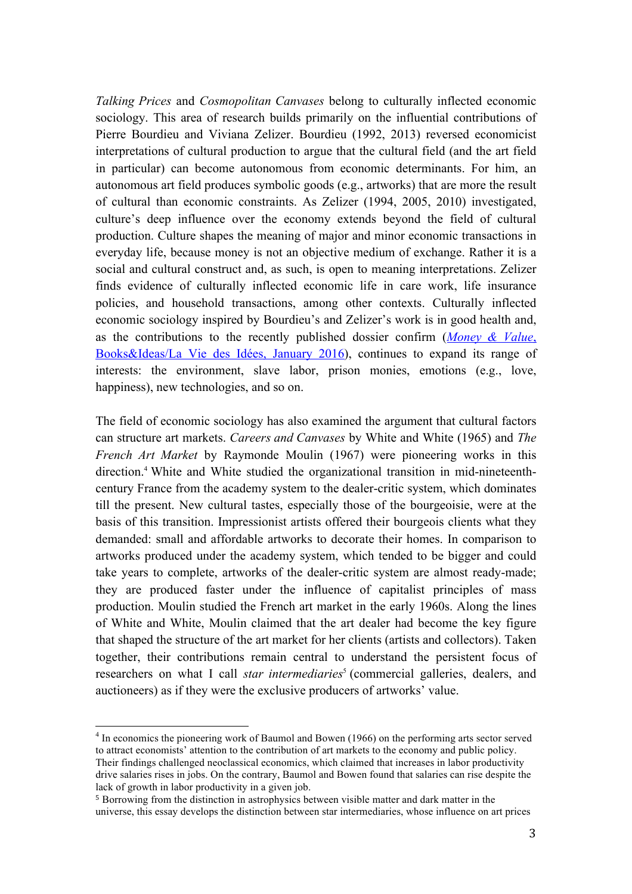*Talking Prices* and *Cosmopolitan Canvases* belong to culturally inflected economic sociology. This area of research builds primarily on the influential contributions of Pierre Bourdieu and Viviana Zelizer. Bourdieu (1992, 2013) reversed economicist interpretations of cultural production to argue that the cultural field (and the art field in particular) can become autonomous from economic determinants. For him, an autonomous art field produces symbolic goods (e.g., artworks) that are more the result of cultural than economic constraints. As Zelizer (1994, 2005, 2010) investigated, culture's deep influence over the economy extends beyond the field of cultural production. Culture shapes the meaning of major and minor economic transactions in everyday life, because money is not an objective medium of exchange. Rather it is a social and cultural construct and, as such, is open to meaning interpretations. Zelizer finds evidence of culturally inflected economic life in care work, life insurance policies, and household transactions, among other contexts. Culturally inflected economic sociology inspired by Bourdieu's and Zelizer's work is in good health and, as the contributions to the recently published dossier confirm (*Money & Value*, Books&Ideas/La Vie des Idées, January 2016), continues to expand its range of interests: the environment, slave labor, prison monies, emotions (e.g., love, happiness), new technologies, and so on.

The field of economic sociology has also examined the argument that cultural factors can structure art markets. *Careers and Canvases* by White and White (1965) and *The French Art Market* by Raymonde Moulin (1967) were pioneering works in this direction.[4] White and White studied the organizational transition in mid-nineteenth-century France from the academy system to the dealer-critic system, which dominates till the present. New cultural tastes, especially those of the bourgeoisie, were at the basis of this transition. Impressionist artists offered their bourgeois clients what they demanded: small and affordable artworks to decorate their homes. In comparison to artworks produced under the academy system, which tended to be bigger and could take years to complete, artworks of the dealer-critic system are almost ready-made; they are produced faster under the influence of capitalist principles of mass production. Moulin studied the French art market in the early 1960s. Along the lines of White and White, Moulin claimed that the art dealer had become the key figure that shaped the structure of the art market for her clients (artists and collectors). Taken together, their contributions remain central to understand the persistent focus of researchers on what I call *star intermediaries*[5] (commercial galleries, dealers, and auctioneers) as if they were the exclusive producers of artworks' value.

---

[4] In economics the pioneering work of Baumol and Bowen (1966) on the performing arts sector served to attract economists' attention to the contribution of art markets to the economy and public policy. Their findings challenged neoclassical economics, which claimed that increases in labor productivity drive salaries rises in jobs. On the contrary, Baumol and Bowen found that salaries can rise despite the lack of growth in labor productivity in a given job.

[5] Borrowing from the distinction in astrophysics between visible matter and dark matter in the universe, this essay develops the distinction between star intermediaries, whose influence on art prices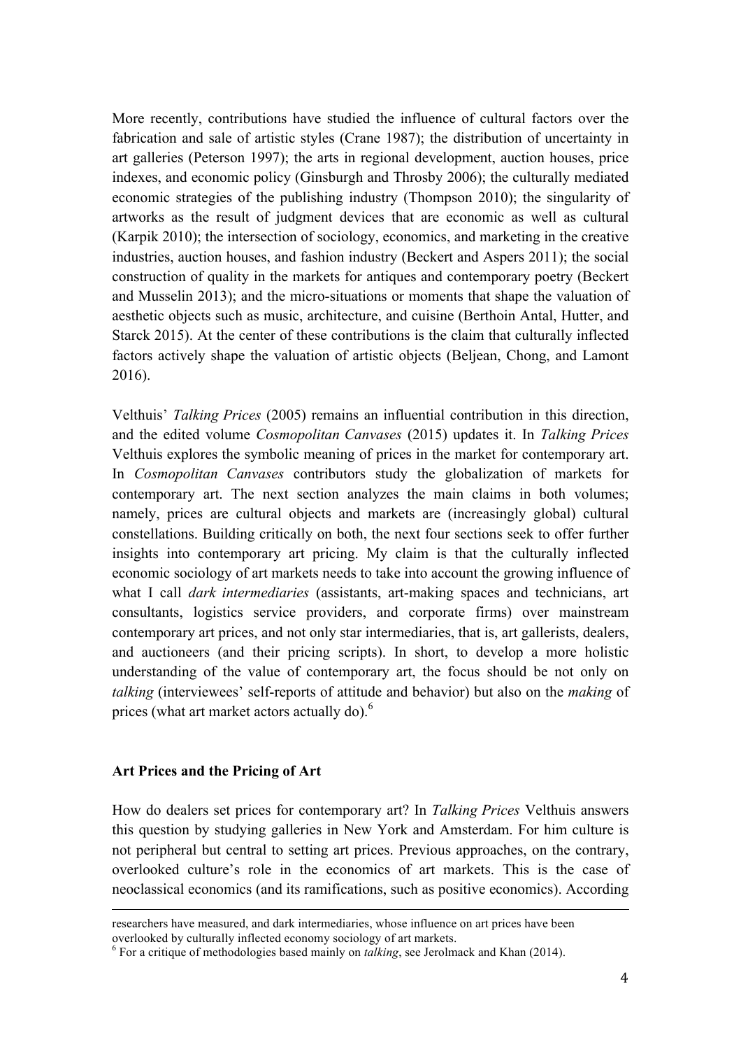More recently, contributions have studied the influence of cultural factors over the fabrication and sale of artistic styles (Crane 1987); the distribution of uncertainty in art galleries (Peterson 1997); the arts in regional development, auction houses, price indexes, and economic policy (Ginsburgh and Throsby 2006); the culturally mediated economic strategies of the publishing industry (Thompson 2010); the singularity of artworks as the result of judgment devices that are economic as well as cultural (Karpik 2010); the intersection of sociology, economics, and marketing in the creative industries, auction houses, and fashion industry (Beckert and Aspers 2011); the social construction of quality in the markets for antiques and contemporary poetry (Beckert and Musselin 2013); and the micro-situations or moments that shape the valuation of aesthetic objects such as music, architecture, and cuisine (Berthoin Antal, Hutter, and Starck 2015). At the center of these contributions is the claim that culturally inflected factors actively shape the valuation of artistic objects (Beljean, Chong, and Lamont 2016).

Velthuis' *Talking Prices* (2005) remains an influential contribution in this direction, and the edited volume *Cosmopolitan Canvases* (2015) updates it. In *Talking Prices* Velthuis explores the symbolic meaning of prices in the market for contemporary art. In *Cosmopolitan Canvases* contributors study the globalization of markets for contemporary art. The next section analyzes the main claims in both volumes; namely, prices are cultural objects and markets are (increasingly global) cultural constellations. Building critically on both, the next four sections seek to offer further insights into contemporary art pricing. My claim is that the culturally inflected economic sociology of art markets needs to take into account the growing influence of what I call *dark intermediaries* (assistants, art-making spaces and technicians, art consultants, logistics service providers, and corporate firms) over mainstream contemporary art prices, and not only star intermediaries, that is, art gallerists, dealers, and auctioneers (and their pricing scripts). In short, to develop a more holistic understanding of the value of contemporary art, the focus should be not only on *talking* (interviewees' self-reports of attitude and behavior) but also on the *making* of prices (what art market actors actually do).[6]

## Art Prices and the Pricing of Art

How do dealers set prices for contemporary art? In *Talking Prices* Velthuis answers this question by studying galleries in New York and Amsterdam. For him culture is not peripheral but central to setting art prices. Previous approaches, on the contrary, overlooked culture's role in the economics of art markets. This is the case of neoclassical economics (and its ramifications, such as positive economics). According

---

researchers have measured, and dark intermediaries, whose influence on art prices have been overlooked by culturally inflected economy sociology of art markets.

[6] For a critique of methodologies based mainly on *talking*, see Jerolmack and Khan (2014).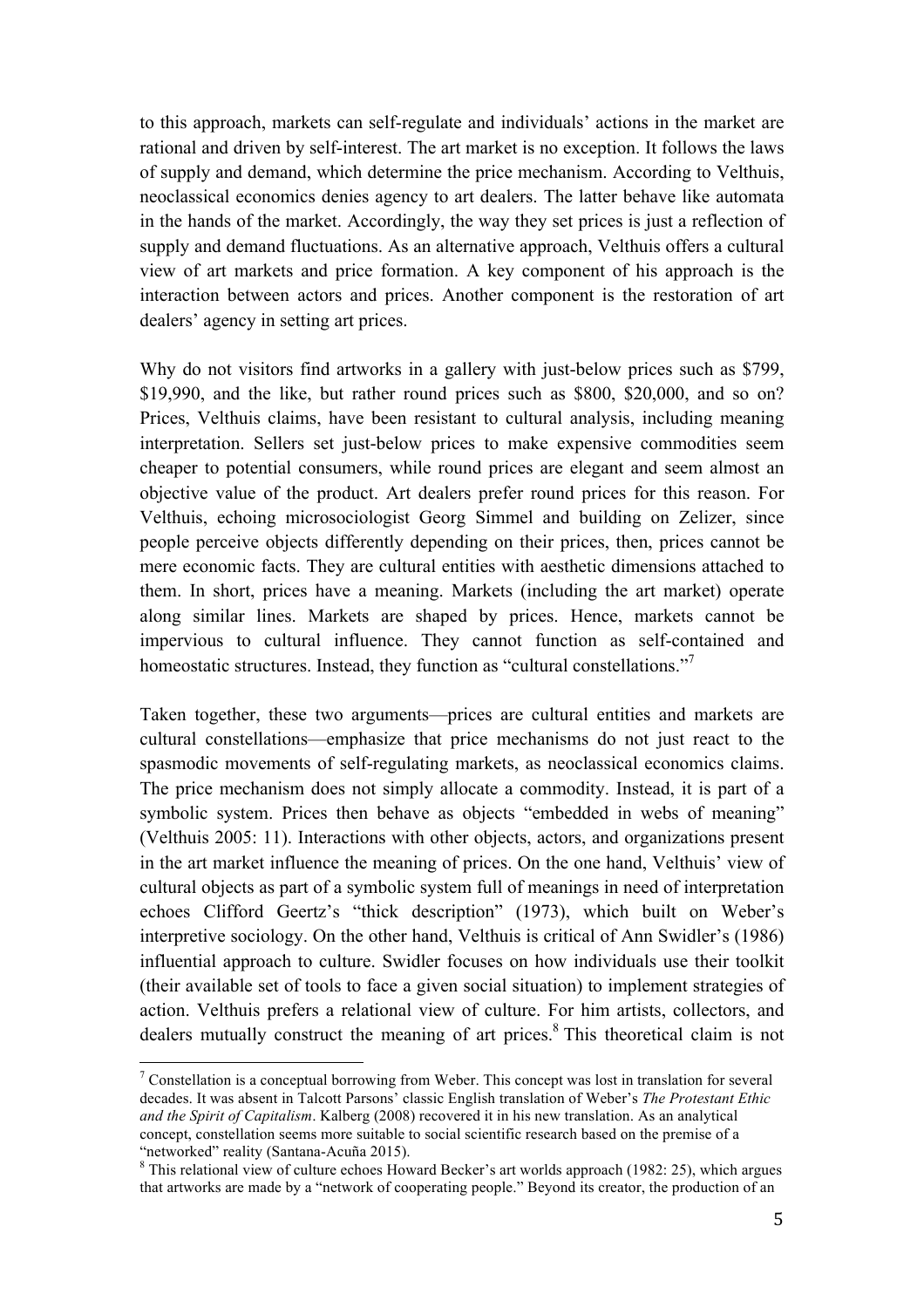to this approach, markets can self-regulate and individuals' actions in the market are rational and driven by self-interest. The art market is no exception. It follows the laws of supply and demand, which determine the price mechanism. According to Velthuis, neoclassical economics denies agency to art dealers. The latter behave like automata in the hands of the market. Accordingly, the way they set prices is just a reflection of supply and demand fluctuations. As an alternative approach, Velthuis offers a cultural view of art markets and price formation. A key component of his approach is the interaction between actors and prices. Another component is the restoration of art dealers' agency in setting art prices.

Why do not visitors find artworks in a gallery with just-below prices such as $799, $19,990, and the like, but rather round prices such as $800, $20,000, and so on? Prices, Velthuis claims, have been resistant to cultural analysis, including meaning interpretation. Sellers set just-below prices to make expensive commodities seem cheaper to potential consumers, while round prices are elegant and seem almost an objective value of the product. Art dealers prefer round prices for this reason. For Velthuis, echoing microsociologist Georg Simmel and building on Zelizer, since people perceive objects differently depending on their prices, then, prices cannot be mere economic facts. They are cultural entities with aesthetic dimensions attached to them. In short, prices have a meaning. Markets (including the art market) operate along similar lines. Markets are shaped by prices. Hence, markets cannot be impervious to cultural influence. They cannot function as self-contained and homeostatic structures. Instead, they function as "cultural constellations."[7]

Taken together, these two arguments—prices are cultural entities and markets are cultural constellations—emphasize that price mechanisms do not just react to the spasmodic movements of self-regulating markets, as neoclassical economics claims. The price mechanism does not simply allocate a commodity. Instead, it is part of a symbolic system. Prices then behave as objects "embedded in webs of meaning" (Velthuis 2005: 11). Interactions with other objects, actors, and organizations present in the art market influence the meaning of prices. On the one hand, Velthuis' view of cultural objects as part of a symbolic system full of meanings in need of interpretation echoes Clifford Geertz's "thick description" (1973), which built on Weber's interpretive sociology. On the other hand, Velthuis is critical of Ann Swidler's (1986) influential approach to culture. Swidler focuses on how individuals use their toolkit (their available set of tools to face a given social situation) to implement strategies of action. Velthuis prefers a relational view of culture. For him artists, collectors, and dealers mutually construct the meaning of art prices.[8] This theoretical claim is not

[7] Constellation is a conceptual borrowing from Weber. This concept was lost in translation for several decades. It was absent in Talcott Parsons' classic English translation of Weber's *The Protestant Ethic and the Spirit of Capitalism*. Kalberg (2008) recovered it in his new translation. As an analytical concept, constellation seems more suitable to social scientific research based on the premise of a "networked" reality (Santana-Acuña 2015).

[8] This relational view of culture echoes Howard Becker's art worlds approach (1982: 25), which argues that artworks are made by a "network of cooperating people." Beyond its creator, the production of an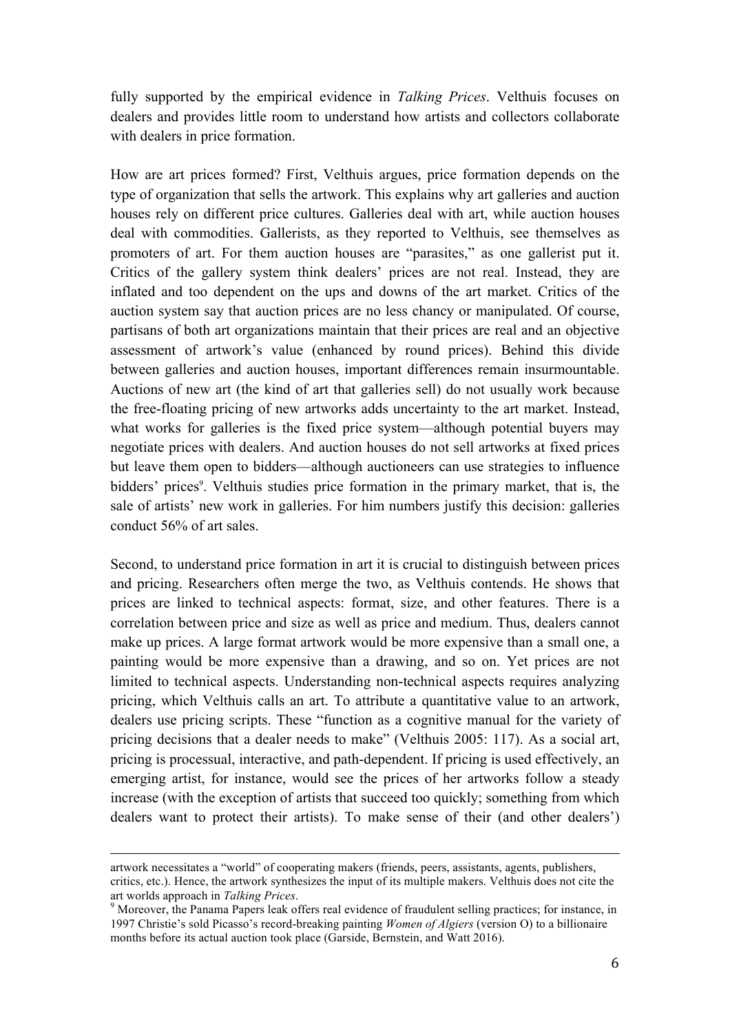fully supported by the empirical evidence in *Talking Prices*. Velthuis focuses on dealers and provides little room to understand how artists and collectors collaborate with dealers in price formation.

How are art prices formed? First, Velthuis argues, price formation depends on the type of organization that sells the artwork. This explains why art galleries and auction houses rely on different price cultures. Galleries deal with art, while auction houses deal with commodities. Gallerists, as they reported to Velthuis, see themselves as promoters of art. For them auction houses are "parasites," as one gallerist put it. Critics of the gallery system think dealers' prices are not real. Instead, they are inflated and too dependent on the ups and downs of the art market. Critics of the auction system say that auction prices are no less chancy or manipulated. Of course, partisans of both art organizations maintain that their prices are real and an objective assessment of artwork's value (enhanced by round prices). Behind this divide between galleries and auction houses, important differences remain insurmountable. Auctions of new art (the kind of art that galleries sell) do not usually work because the free-floating pricing of new artworks adds uncertainty to the art market. Instead, what works for galleries is the fixed price system—although potential buyers may negotiate prices with dealers. And auction houses do not sell artworks at fixed prices but leave them open to bidders—although auctioneers can use strategies to influence bidders' prices[9]. Velthuis studies price formation in the primary market, that is, the sale of artists' new work in galleries. For him numbers justify this decision: galleries conduct 56% of art sales.

Second, to understand price formation in art it is crucial to distinguish between prices and pricing. Researchers often merge the two, as Velthuis contends. He shows that prices are linked to technical aspects: format, size, and other features. There is a correlation between price and size as well as price and medium. Thus, dealers cannot make up prices. A large format artwork would be more expensive than a small one, a painting would be more expensive than a drawing, and so on. Yet prices are not limited to technical aspects. Understanding non-technical aspects requires analyzing pricing, which Velthuis calls an art. To attribute a quantitative value to an artwork, dealers use pricing scripts. These "function as a cognitive manual for the variety of pricing decisions that a dealer needs to make" (Velthuis 2005: 117). As a social art, pricing is processual, interactive, and path-dependent. If pricing is used effectively, an emerging artist, for instance, would see the prices of her artworks follow a steady increase (with the exception of artists that succeed too quickly; something from which dealers want to protect their artists). To make sense of their (and other dealers')

---

artwork necessitates a "world" of cooperating makers (friends, peers, assistants, agents, publishers, critics, etc.). Hence, the artwork synthesizes the input of its multiple makers. Velthuis does not cite the art worlds approach in *Talking Prices*.

[9] Moreover, the Panama Papers leak offers real evidence of fraudulent selling practices; for instance, in 1997 Christie's sold Picasso's record-breaking painting *Women of Algiers* (version O) to a billionaire months before its actual auction took place (Garside, Bernstein, and Watt 2016).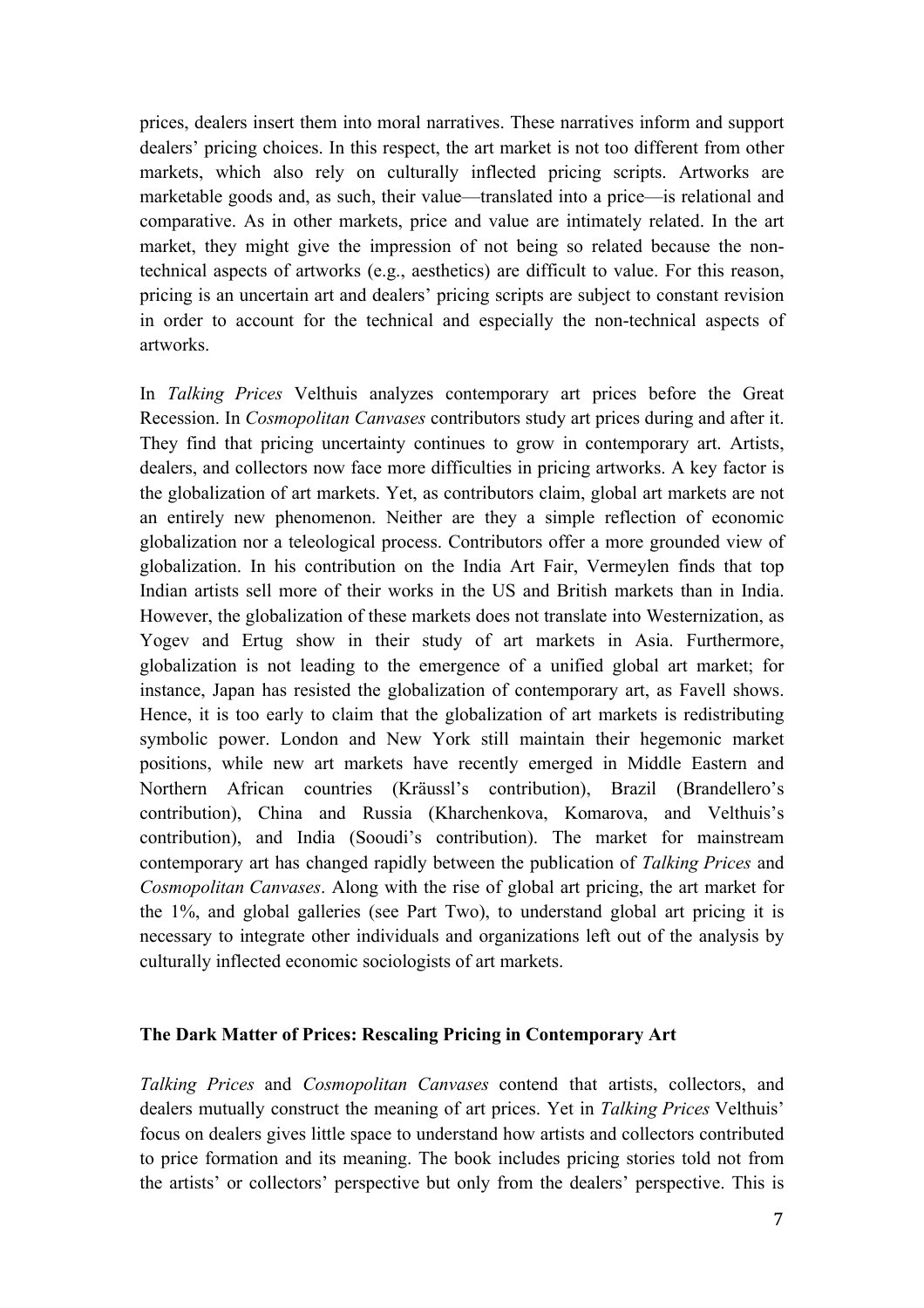prices, dealers insert them into moral narratives. These narratives inform and support dealers' pricing choices. In this respect, the art market is not too different from other markets, which also rely on culturally inflected pricing scripts. Artworks are marketable goods and, as such, their value—translated into a price—is relational and comparative. As in other markets, price and value are intimately related. In the art market, they might give the impression of not being so related because the non-technical aspects of artworks (e.g., aesthetics) are difficult to value. For this reason, pricing is an uncertain art and dealers' pricing scripts are subject to constant revision in order to account for the technical and especially the non-technical aspects of artworks.

In *Talking Prices* Velthuis analyzes contemporary art prices before the Great Recession. In *Cosmopolitan Canvases* contributors study art prices during and after it. They find that pricing uncertainty continues to grow in contemporary art. Artists, dealers, and collectors now face more difficulties in pricing artworks. A key factor is the globalization of art markets. Yet, as contributors claim, global art markets are not an entirely new phenomenon. Neither are they a simple reflection of economic globalization nor a teleological process. Contributors offer a more grounded view of globalization. In his contribution on the India Art Fair, Vermeylen finds that top Indian artists sell more of their works in the US and British markets than in India. However, the globalization of these markets does not translate into Westernization, as Yogev and Ertug show in their study of art markets in Asia. Furthermore, globalization is not leading to the emergence of a unified global art market; for instance, Japan has resisted the globalization of contemporary art, as Favell shows. Hence, it is too early to claim that the globalization of art markets is redistributing symbolic power. London and New York still maintain their hegemonic market positions, while new art markets have recently emerged in Middle Eastern and Northern African countries (Kräussl's contribution), Brazil (Brandellero's contribution), China and Russia (Kharchenkova, Komarova, and Velthuis's contribution), and India (Sooudi's contribution). The market for mainstream contemporary art has changed rapidly between the publication of *Talking Prices* and *Cosmopolitan Canvases*. Along with the rise of global art pricing, the art market for the 1%, and global galleries (see Part Two), to understand global art pricing it is necessary to integrate other individuals and organizations left out of the analysis by culturally inflected economic sociologists of art markets.

## The Dark Matter of Prices: Rescaling Pricing in Contemporary Art

*Talking Prices* and *Cosmopolitan Canvases* contend that artists, collectors, and dealers mutually construct the meaning of art prices. Yet in *Talking Prices* Velthuis' focus on dealers gives little space to understand how artists and collectors contributed to price formation and its meaning. The book includes pricing stories told not from the artists' or collectors' perspective but only from the dealers' perspective. This is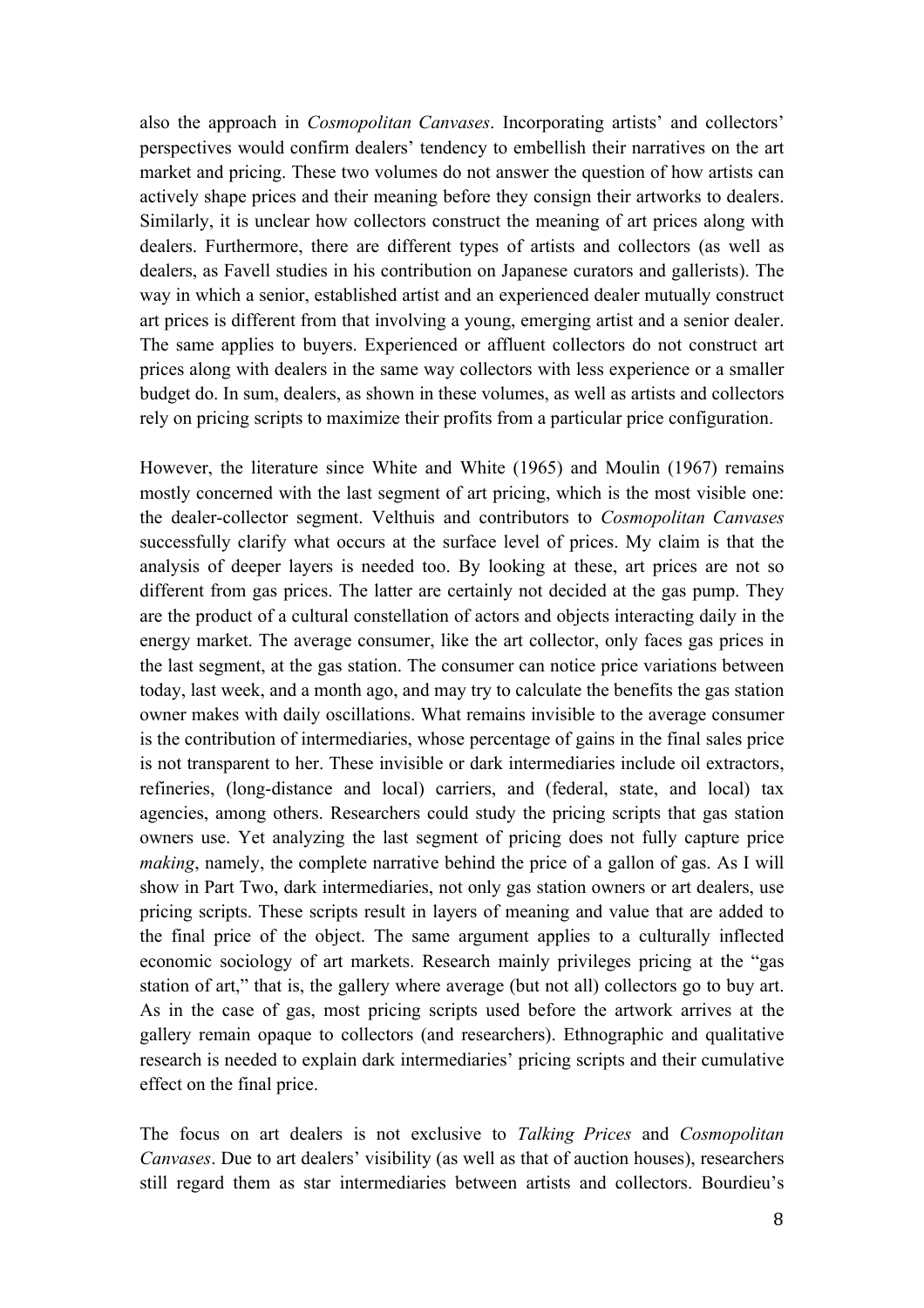also the approach in *Cosmopolitan Canvases*. Incorporating artists' and collectors' perspectives would confirm dealers' tendency to embellish their narratives on the art market and pricing. These two volumes do not answer the question of how artists can actively shape prices and their meaning before they consign their artworks to dealers. Similarly, it is unclear how collectors construct the meaning of art prices along with dealers. Furthermore, there are different types of artists and collectors (as well as dealers, as Favell studies in his contribution on Japanese curators and gallerists). The way in which a senior, established artist and an experienced dealer mutually construct art prices is different from that involving a young, emerging artist and a senior dealer. The same applies to buyers. Experienced or affluent collectors do not construct art prices along with dealers in the same way collectors with less experience or a smaller budget do. In sum, dealers, as shown in these volumes, as well as artists and collectors rely on pricing scripts to maximize their profits from a particular price configuration.

However, the literature since White and White (1965) and Moulin (1967) remains mostly concerned with the last segment of art pricing, which is the most visible one: the dealer-collector segment. Velthuis and contributors to *Cosmopolitan Canvases* successfully clarify what occurs at the surface level of prices. My claim is that the analysis of deeper layers is needed too. By looking at these, art prices are not so different from gas prices. The latter are certainly not decided at the gas pump. They are the product of a cultural constellation of actors and objects interacting daily in the energy market. The average consumer, like the art collector, only faces gas prices in the last segment, at the gas station. The consumer can notice price variations between today, last week, and a month ago, and may try to calculate the benefits the gas station owner makes with daily oscillations. What remains invisible to the average consumer is the contribution of intermediaries, whose percentage of gains in the final sales price is not transparent to her. These invisible or dark intermediaries include oil extractors, refineries, (long-distance and local) carriers, and (federal, state, and local) tax agencies, among others. Researchers could study the pricing scripts that gas station owners use. Yet analyzing the last segment of pricing does not fully capture price *making*, namely, the complete narrative behind the price of a gallon of gas. As I will show in Part Two, dark intermediaries, not only gas station owners or art dealers, use pricing scripts. These scripts result in layers of meaning and value that are added to the final price of the object. The same argument applies to a culturally inflected economic sociology of art markets. Research mainly privileges pricing at the "gas station of art," that is, the gallery where average (but not all) collectors go to buy art. As in the case of gas, most pricing scripts used before the artwork arrives at the gallery remain opaque to collectors (and researchers). Ethnographic and qualitative research is needed to explain dark intermediaries' pricing scripts and their cumulative effect on the final price.

The focus on art dealers is not exclusive to *Talking Prices* and *Cosmopolitan Canvases*. Due to art dealers' visibility (as well as that of auction houses), researchers still regard them as star intermediaries between artists and collectors. Bourdieu's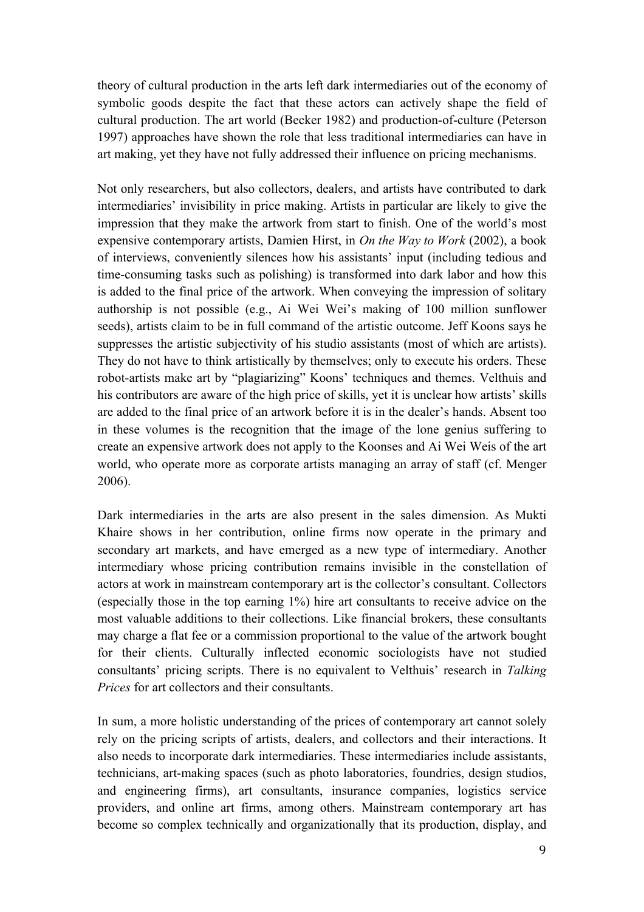theory of cultural production in the arts left dark intermediaries out of the economy of symbolic goods despite the fact that these actors can actively shape the field of cultural production. The art world (Becker 1982) and production-of-culture (Peterson 1997) approaches have shown the role that less traditional intermediaries can have in art making, yet they have not fully addressed their influence on pricing mechanisms.

Not only researchers, but also collectors, dealers, and artists have contributed to dark intermediaries' invisibility in price making. Artists in particular are likely to give the impression that they make the artwork from start to finish. One of the world's most expensive contemporary artists, Damien Hirst, in *On the Way to Work* (2002), a book of interviews, conveniently silences how his assistants' input (including tedious and time-consuming tasks such as polishing) is transformed into dark labor and how this is added to the final price of the artwork. When conveying the impression of solitary authorship is not possible (e.g., Ai Wei Wei's making of 100 million sunflower seeds), artists claim to be in full command of the artistic outcome. Jeff Koons says he suppresses the artistic subjectivity of his studio assistants (most of which are artists). They do not have to think artistically by themselves; only to execute his orders. These robot-artists make art by "plagiarizing" Koons' techniques and themes. Velthuis and his contributors are aware of the high price of skills, yet it is unclear how artists' skills are added to the final price of an artwork before it is in the dealer's hands. Absent too in these volumes is the recognition that the image of the lone genius suffering to create an expensive artwork does not apply to the Koonses and Ai Wei Weis of the art world, who operate more as corporate artists managing an array of staff (cf. Menger 2006).

Dark intermediaries in the arts are also present in the sales dimension. As Mukti Khaire shows in her contribution, online firms now operate in the primary and secondary art markets, and have emerged as a new type of intermediary. Another intermediary whose pricing contribution remains invisible in the constellation of actors at work in mainstream contemporary art is the collector's consultant. Collectors (especially those in the top earning 1%) hire art consultants to receive advice on the most valuable additions to their collections. Like financial brokers, these consultants may charge a flat fee or a commission proportional to the value of the artwork bought for their clients. Culturally inflected economic sociologists have not studied consultants' pricing scripts. There is no equivalent to Velthuis' research in *Talking Prices* for art collectors and their consultants.

In sum, a more holistic understanding of the prices of contemporary art cannot solely rely on the pricing scripts of artists, dealers, and collectors and their interactions. It also needs to incorporate dark intermediaries. These intermediaries include assistants, technicians, art-making spaces (such as photo laboratories, foundries, design studios, and engineering firms), art consultants, insurance companies, logistics service providers, and online art firms, among others. Mainstream contemporary art has become so complex technically and organizationally that its production, display, and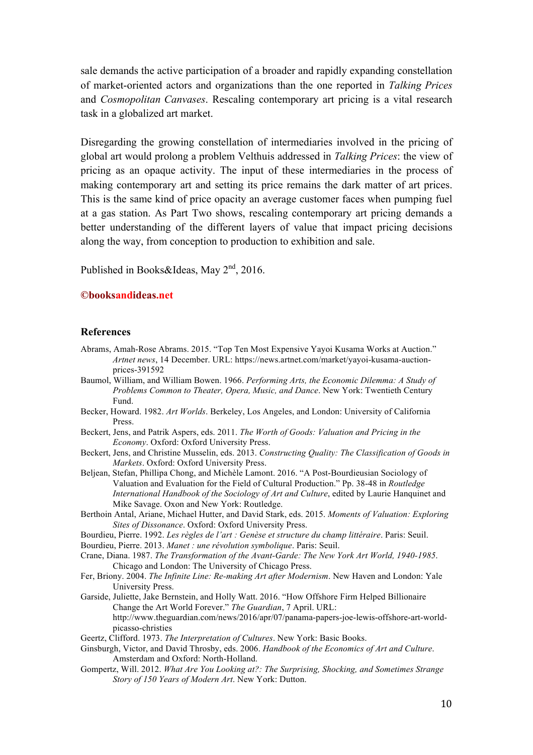sale demands the active participation of a broader and rapidly expanding constellation of market-oriented actors and organizations than the one reported in *Talking Prices* and *Cosmopolitan Canvases*. Rescaling contemporary art pricing is a vital research task in a globalized art market.

Disregarding the growing constellation of intermediaries involved in the pricing of global art would prolong a problem Velthuis addressed in *Talking Prices*: the view of pricing as an opaque activity. The input of these intermediaries in the process of making contemporary art and setting its price remains the dark matter of art prices. This is the same kind of price opacity an average customer faces when pumping fuel at a gas station. As Part Two shows, rescaling contemporary art pricing demands a better understanding of the different layers of value that impact pricing decisions along the way, from conception to production to exhibition and sale.

Published in Books&Ideas, May 2nd, 2016.

**©booksandideas.net**

## References

Abrams, Amah-Rose Abrams. 2015. "Top Ten Most Expensive Yayoi Kusama Works at Auction." *Artnet news*, 14 December. URL: https://news.artnet.com/market/yayoi-kusama-auction-prices-391592

Baumol, William, and William Bowen. 1966. *Performing Arts, the Economic Dilemma: A Study of Problems Common to Theater, Opera, Music, and Dance*. New York: Twentieth Century Fund.

Becker, Howard. 1982. *Art Worlds*. Berkeley, Los Angeles, and London: University of California Press.

Beckert, Jens, and Patrik Aspers, eds. 2011. *The Worth of Goods: Valuation and Pricing in the Economy*. Oxford: Oxford University Press.

Beckert, Jens, and Christine Musselin, eds. 2013. *Constructing Quality: The Classification of Goods in Markets*. Oxford: Oxford University Press.

Beljean, Stefan, Phillipa Chong, and Michèle Lamont. 2016. "A Post-Bourdieusian Sociology of Valuation and Evaluation for the Field of Cultural Production." Pp. 38-48 in *Routledge International Handbook of the Sociology of Art and Culture*, edited by Laurie Hanquinet and Mike Savage. Oxon and New York: Routledge.

Berthoin Antal, Ariane, Michael Hutter, and David Stark, eds. 2015. *Moments of Valuation: Exploring Sites of Dissonance*. Oxford: Oxford University Press.

Bourdieu, Pierre. 1992. *Les règles de l'art : Genèse et structure du champ littéraire*. Paris: Seuil.

Bourdieu, Pierre. 2013. *Manet : une révolution symbolique*. Paris: Seuil.

Crane, Diana. 1987. *The Transformation of the Avant-Garde: The New York Art World, 1940-1985*. Chicago and London: The University of Chicago Press.

Fer, Briony. 2004. *The Infinite Line: Re-making Art after Modernism*. New Haven and London: Yale University Press.

Garside, Juliette, Jake Bernstein, and Holly Watt. 2016. "How Offshore Firm Helped Billionaire Change the Art World Forever." *The Guardian*, 7 April. URL: http://www.theguardian.com/news/2016/apr/07/panama-papers-joe-lewis-offshore-art-world-picasso-christies

Geertz, Clifford. 1973. *The Interpretation of Cultures*. New York: Basic Books.

Ginsburgh, Victor, and David Throsby, eds. 2006. *Handbook of the Economics of Art and Culture*. Amsterdam and Oxford: North-Holland.

Gompertz, Will. 2012. *What Are You Looking at?: The Surprising, Shocking, and Sometimes Strange Story of 150 Years of Modern Art*. New York: Dutton.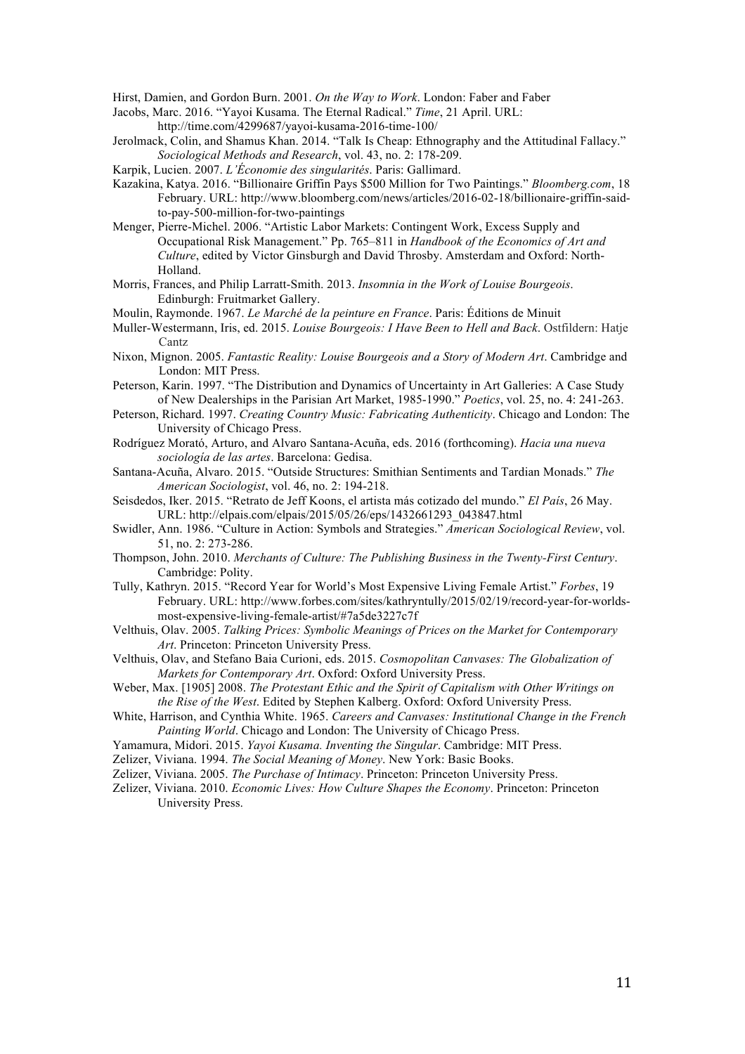Hirst, Damien, and Gordon Burn. 2001. *On the Way to Work*. London: Faber and Faber

Jacobs, Marc. 2016. "Yayoi Kusama. The Eternal Radical." *Time*, 21 April. URL: http://time.com/4299687/yayoi-kusama-2016-time-100/

Jerolmack, Colin, and Shamus Khan. 2014. "Talk Is Cheap: Ethnography and the Attitudinal Fallacy." *Sociological Methods and Research*, vol. 43, no. 2: 178-209.

Karpik, Lucien. 2007. *L'Économie des singularités*. Paris: Gallimard.

Kazakina, Katya. 2016. "Billionaire Griffin Pays $500 Million for Two Paintings." *Bloomberg.com*, 18 February. URL: http://www.bloomberg.com/news/articles/2016-02-18/billionaire-griffin-said-to-pay-500-million-for-two-paintings

Menger, Pierre-Michel. 2006. "Artistic Labor Markets: Contingent Work, Excess Supply and Occupational Risk Management." Pp. 765–811 in *Handbook of the Economics of Art and Culture*, edited by Victor Ginsburgh and David Throsby. Amsterdam and Oxford: North-Holland.

Morris, Frances, and Philip Larratt-Smith. 2013. *Insomnia in the Work of Louise Bourgeois*. Edinburgh: Fruitmarket Gallery.

Moulin, Raymonde. 1967. *Le Marché de la peinture en France*. Paris: Éditions de Minuit

Muller-Westermann, Iris, ed. 2015. *Louise Bourgeois: I Have Been to Hell and Back*. Ostfildern: Hatje Cantz

Nixon, Mignon. 2005. *Fantastic Reality: Louise Bourgeois and a Story of Modern Art*. Cambridge and London: MIT Press.

Peterson, Karin. 1997. "The Distribution and Dynamics of Uncertainty in Art Galleries: A Case Study of New Dealerships in the Parisian Art Market, 1985-1990." *Poetics*, vol. 25, no. 4: 241-263.

Peterson, Richard. 1997. *Creating Country Music: Fabricating Authenticity*. Chicago and London: The University of Chicago Press.

Rodríguez Morató, Arturo, and Alvaro Santana-Acuña, eds. 2016 (forthcoming). *Hacia una nueva sociología de las artes*. Barcelona: Gedisa.

Santana-Acuña, Alvaro. 2015. "Outside Structures: Smithian Sentiments and Tardian Monads." *The American Sociologist*, vol. 46, no. 2: 194-218.

Seisdedos, Iker. 2015. "Retrato de Jeff Koons, el artista más cotizado del mundo." *El País*, 26 May. URL: http://elpais.com/elpais/2015/05/26/eps/1432661293_043847.html

Swidler, Ann. 1986. "Culture in Action: Symbols and Strategies." *American Sociological Review*, vol. 51, no. 2: 273-286.

Thompson, John. 2010. *Merchants of Culture: The Publishing Business in the Twenty-First Century*. Cambridge: Polity.

Tully, Kathryn. 2015. "Record Year for World's Most Expensive Living Female Artist." *Forbes*, 19 February. URL: http://www.forbes.com/sites/kathryntully/2015/02/19/record-year-for-worlds-most-expensive-living-female-artist/#7a5de3227c7f

Velthuis, Olav. 2005. *Talking Prices: Symbolic Meanings of Prices on the Market for Contemporary Art*. Princeton: Princeton University Press.

Velthuis, Olav, and Stefano Baia Curioni, eds. 2015. *Cosmopolitan Canvases: The Globalization of Markets for Contemporary Art*. Oxford: Oxford University Press.

Weber, Max. [1905] 2008. *The Protestant Ethic and the Spirit of Capitalism with Other Writings on the Rise of the West*. Edited by Stephen Kalberg. Oxford: Oxford University Press.

White, Harrison, and Cynthia White. 1965. *Careers and Canvases: Institutional Change in the French Painting World*. Chicago and London: The University of Chicago Press.

Yamamura, Midori. 2015. *Yayoi Kusama. Inventing the Singular*. Cambridge: MIT Press.

Zelizer, Viviana. 1994. *The Social Meaning of Money*. New York: Basic Books.

Zelizer, Viviana. 2005. *The Purchase of Intimacy*. Princeton: Princeton University Press.

Zelizer, Viviana. 2010. *Economic Lives: How Culture Shapes the Economy*. Princeton: Princeton University Press.